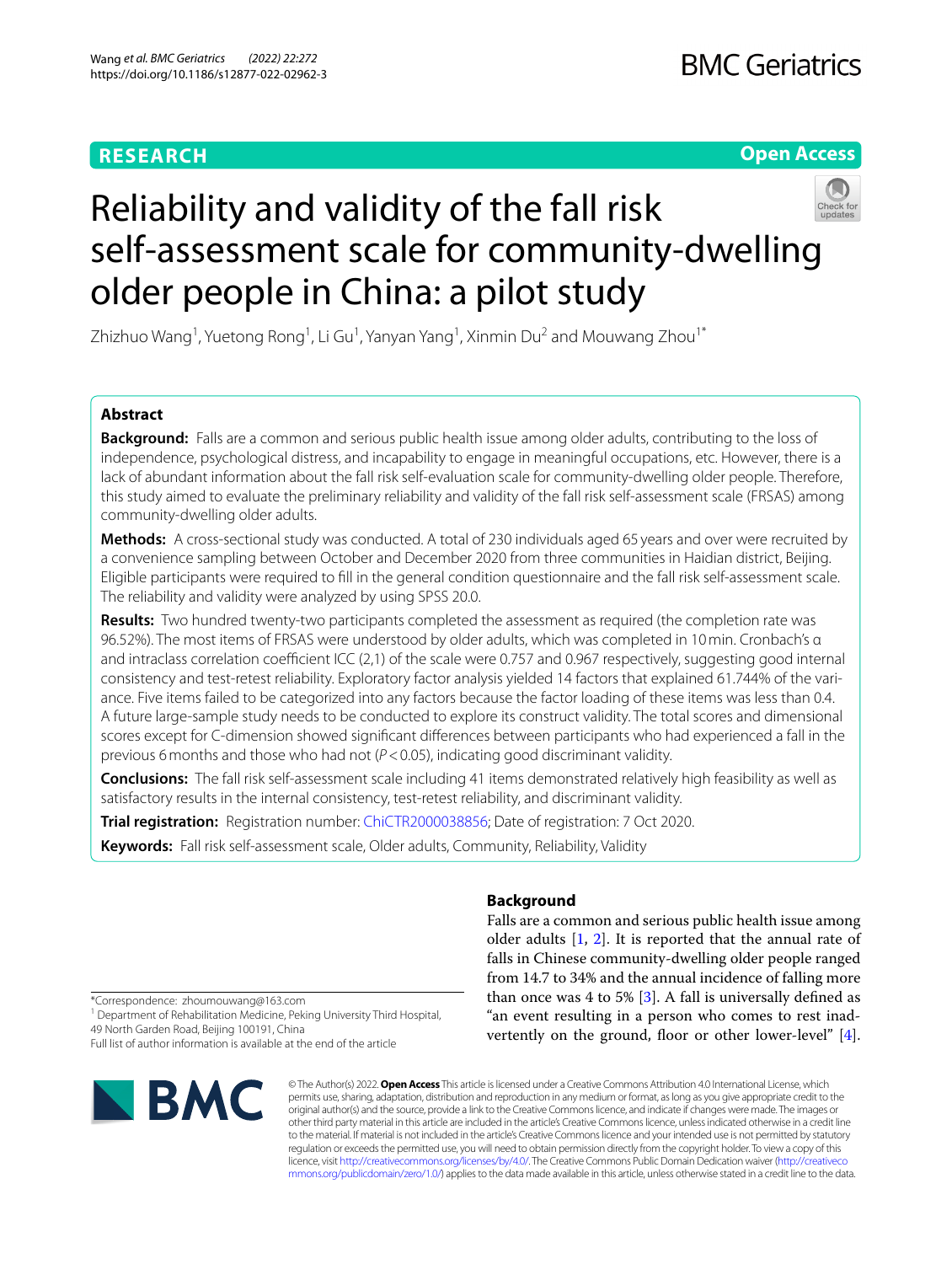RESEARCH

Open Access

# Reliability and validity of the fall risk self-assessment scale for community-dwelling older people in China: a pilot study

Zhizhuo Wang[1], Yuetong Rong[1], Li Gu[1], Yanyan Yang[1], Xinmin Du[2] and Mouwang Zhou[1*]

## Abstract

**Background:** Falls are a common and serious public health issue among older adults, contributing to the loss of independence, psychological distress, and incapability to engage in meaningful occupations, etc. However, there is a lack of abundant information about the fall risk self-evaluation scale for community-dwelling older people. Therefore, this study aimed to evaluate the preliminary reliability and validity of the fall risk self-assessment scale (FRSAS) among community-dwelling older adults.

**Methods:** A cross-sectional study was conducted. A total of 230 individuals aged 65 years and over were recruited by a convenience sampling between October and December 2020 from three communities in Haidian district, Beijing. Eligible participants were required to fill in the general condition questionnaire and the fall risk self-assessment scale. The reliability and validity were analyzed by using SPSS 20.0.

**Results:** Two hundred twenty-two participants completed the assessment as required (the completion rate was 96.52%). The most items of FRSAS were understood by older adults, which was completed in 10 min. Cronbach's α and intraclass correlation coefficient ICC (2,1) of the scale were 0.757 and 0.967 respectively, suggesting good internal consistency and test-retest reliability. Exploratory factor analysis yielded 14 factors that explained 61.744% of the variance. Five items failed to be categorized into any factors because the factor loading of these items was less than 0.4. A future large-sample study needs to be conducted to explore its construct validity. The total scores and dimensional scores except for C-dimension showed significant differences between participants who had experienced a fall in the previous 6 months and those who had not ($P < 0.05$), indicating good discriminant validity.

**Conclusions:** The fall risk self-assessment scale including 41 items demonstrated relatively high feasibility as well as satisfactory results in the internal consistency, test-retest reliability, and discriminant validity.

**Trial registration:** Registration number: ChiCTR2000038856; Date of registration: 7 Oct 2020.

**Keywords:** Fall risk self-assessment scale, Older adults, Community, Reliability, Validity

## Background

Falls are a common and serious public health issue among older adults [1, 2]. It is reported that the annual rate of falls in Chinese community-dwelling older people ranged from 14.7 to 34% and the annual incidence of falling more than once was 4 to 5% [3]. A fall is universally defined as "an event resulting in a person who comes to rest inadvertently on the ground, floor or other lower-level" [4].

*Correspondence: zhoumouwang@163.com
[1] Department of Rehabilitation Medicine, Peking University Third Hospital, 49 North Garden Road, Beijing 100191, China
Full list of author information is available at the end of the article

© The Author(s) 2022. **Open Access** This article is licensed under a Creative Commons Attribution 4.0 International License, which permits use, sharing, adaptation, distribution and reproduction in any medium or format, as long as you give appropriate credit to the original author(s) and the source, provide a link to the Creative Commons licence, and indicate if changes were made. The images or other third party material in this article are included in the article's Creative Commons licence, unless indicated otherwise in a credit line to the material. If material is not included in the article's Creative Commons licence and your intended use is not permitted by statutory regulation or exceeds the permitted use, you will need to obtain permission directly from the copyright holder. To view a copy of this licence, visit http://creativecommons.org/licenses/by/4.0/. The Creative Commons Public Domain Dedication waiver (http://creativecommons.org/publicdomain/zero/1.0/) applies to the data made available in this article, unless otherwise stated in a credit line to the data.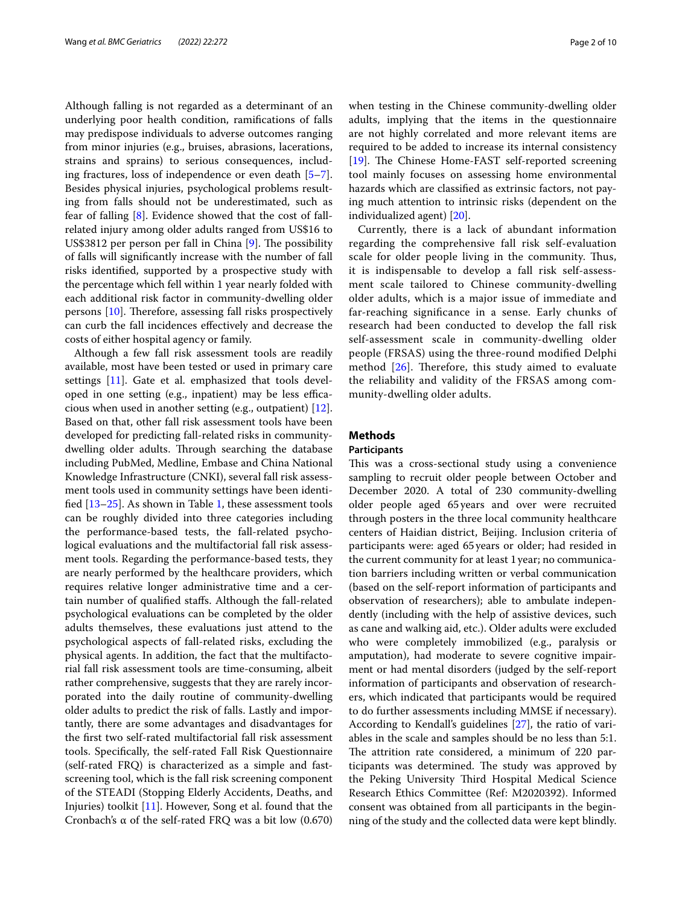Although falling is not regarded as a determinant of an underlying poor health condition, ramifications of falls may predispose individuals to adverse outcomes ranging from minor injuries (e.g., bruises, abrasions, lacerations, strains and sprains) to serious consequences, including fractures, loss of independence or even death [5–7]. Besides physical injuries, psychological problems resulting from falls should not be underestimated, such as fear of falling [8]. Evidence showed that the cost of fall-related injury among older adults ranged from US$16 to US$3812 per person per fall in China [9]. The possibility of falls will significantly increase with the number of fall risks identified, supported by a prospective study with the percentage which fell within 1 year nearly folded with each additional risk factor in community-dwelling older persons [10]. Therefore, assessing fall risks prospectively can curb the fall incidences effectively and decrease the costs of either hospital agency or family.

Although a few fall risk assessment tools are readily available, most have been tested or used in primary care settings [11]. Gate et al. emphasized that tools developed in one setting (e.g., inpatient) may be less efficacious when used in another setting (e.g., outpatient) [12]. Based on that, other fall risk assessment tools have been developed for predicting fall-related risks in community-dwelling older adults. Through searching the database including PubMed, Medline, Embase and China National Knowledge Infrastructure (CNKI), several fall risk assessment tools used in community settings have been identified [13–25]. As shown in Table 1, these assessment tools can be roughly divided into three categories including the performance-based tests, the fall-related psychological evaluations and the multifactorial fall risk assessment tools. Regarding the performance-based tests, they are nearly performed by the healthcare providers, which requires relative longer administrative time and a certain number of qualified staffs. Although the fall-related psychological evaluations can be completed by the older adults themselves, these evaluations just attend to the psychological aspects of fall-related risks, excluding the physical agents. In addition, the fact that the multifactorial fall risk assessment tools are time-consuming, albeit rather comprehensive, suggests that they are rarely incorporated into the daily routine of community-dwelling older adults to predict the risk of falls. Lastly and importantly, there are some advantages and disadvantages for the first two self-rated multifactorial fall risk assessment tools. Specifically, the self-rated Fall Risk Questionnaire (self-rated FRQ) is characterized as a simple and fast-screening tool, which is the fall risk screening component of the STEADI (Stopping Elderly Accidents, Deaths, and Injuries) toolkit [11]. However, Song et al. found that the Cronbach's α of the self-rated FRQ was a bit low (0.670) when testing in the Chinese community-dwelling older adults, implying that the items in the questionnaire are not highly correlated and more relevant items are required to be added to increase its internal consistency [19]. The Chinese Home-FAST self-reported screening tool mainly focuses on assessing home environmental hazards which are classified as extrinsic factors, not paying much attention to intrinsic risks (dependent on the individualized agent) [20].

Currently, there is a lack of abundant information regarding the comprehensive fall risk self-evaluation scale for older people living in the community. Thus, it is indispensable to develop a fall risk self-assessment scale tailored to Chinese community-dwelling older adults, which is a major issue of immediate and far-reaching significance in a sense. Early chunks of research had been conducted to develop the fall risk self-assessment scale in community-dwelling older people (FRSAS) using the three-round modified Delphi method [26]. Therefore, this study aimed to evaluate the reliability and validity of the FRSAS among community-dwelling older adults.

## Methods

### Participants

This was a cross-sectional study using a convenience sampling to recruit older people between October and December 2020. A total of 230 community-dwelling older people aged 65 years and over were recruited through posters in the three local community healthcare centers of Haidian district, Beijing. Inclusion criteria of participants were: aged 65 years or older; had resided in the current community for at least 1 year; no communication barriers including written or verbal communication (based on the self-report information of participants and observation of researchers); able to ambulate independently (including with the help of assistive devices, such as cane and walking aid, etc.). Older adults were excluded who were completely immobilized (e.g., paralysis or amputation), had moderate to severe cognitive impairment or had mental disorders (judged by the self-report information of participants and observation of researchers, which indicated that participants would be required to do further assessments including MMSE if necessary). According to Kendall's guidelines [27], the ratio of variables in the scale and samples should be no less than 5:1. The attrition rate considered, a minimum of 220 participants was determined. The study was approved by the Peking University Third Hospital Medical Science Research Ethics Committee (Ref: M2020392). Informed consent was obtained from all participants in the beginning of the study and the collected data were kept blindly.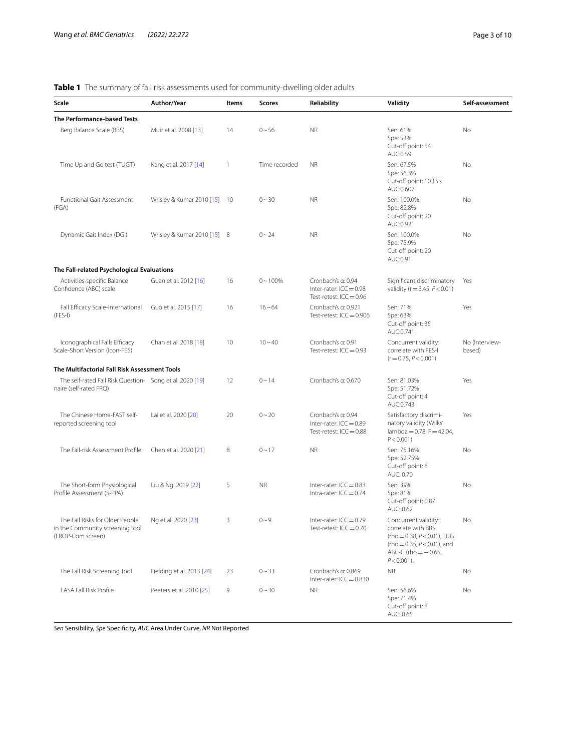**Table 1** The summary of fall risk assessments used for community-dwelling older adults

| Scale | Author/Year | Items | Scores | Reliability | Validity | Self-assessment |
|---|---|---|---|---|---|---|
| **The Performance-based Tests** | | | | | | |
| Berg Balance Scale (BBS) | Muir et al. 2008 [13] | 14 | 0 ~ 56 | NR | Sen: 61%<br>Spe: 53%<br>Cut-off point: 54<br>AUC:0.59 | No |
| Time Up and Go test (TUGT) | Kang et al. 2017 [14] | 1 | Time recorded | NR | Sen: 67.5%<br>Spe: 56.3%<br>Cut-off point: 10.15 s<br>AUC:0.607 | No |
| Functional Gait Assessment (FGA) | Wrisley & Kumar 2010 [15] | 10 | 0 ~ 30 | NR | Sen: 100.0%<br>Spe: 82.8%<br>Cut-off point: 20<br>AUC:0.92 | No |
| Dynamic Gait Index (DGI) | Wrisley & Kumar 2010 [15] | 8 | 0 ~ 24 | NR | Sen: 100.0%<br>Spe: 75.9%<br>Cut-off point: 20<br>AUC:0.91 | No |
| **The Fall-related Psychological Evaluations** | | | | | | |
| Activities-specific Balance Confidence (ABC) scale | Guan et al. 2012 [16] | 16 | 0 ~ 100% | Cronbach's α: 0.94<br>Inter-rater: ICC = 0.98<br>Test-retest: ICC = 0.96 | Significant discriminatory validity ($t$ = 3.45, $P$ < 0.01) | Yes |
| Fall Efficacy Scale-International (FES-I) | Guo et al. 2015 [17] | 16 | 16 ~ 64 | Cronbach's α: 0.921<br>Test-retest: ICC = 0.906 | Sen: 71%<br>Spe: 63%<br>Cut-off point: 35<br>AUC:0.741 | Yes |
| Iconographical Falls Efficacy Scale-Short Version (Icon-FES) | Chan et al. 2018 [18] | 10 | 10 ~ 40 | Cronbach's α: 0.91<br>Test-retest: ICC = 0.93 | Concurrent validity: correlate with FES-I ($r$ = 0.75, $P$ < 0.001) | No (Interview-based) |
| **The Multifactorial Fall Risk Assessment Tools** | | | | | | |
| The self-rated Fall Risk Questionnaire (self-rated FRQ) | Song et al. 2020 [19] | 12 | 0 ~ 14 | Cronbach's α: 0.670 | Sen: 81.03%<br>Spe: 51.72%<br>Cut-off point: 4<br>AUC:0.743 | Yes |
| The Chinese Home-FAST self-reported screening tool | Lai et al. 2020 [20] | 20 | 0 ~ 20 | Cronbach's α: 0.94<br>Inter-rater: ICC = 0.89<br>Test-retest: ICC = 0.88 | Satisfactory discriminatory validity (Wilks' lambda = 0.78, F = 42.04, P < 0.001) | Yes |
| The Fall-risk Assessment Profile | Chen et al. 2020 [21] | 8 | 0 ~ 17 | NR | Sen: 75.16%<br>Spe: 52.75%<br>Cut-off point: 6<br>AUC: 0.70 | No |
| The Short-form Physiological Profile Assessment (S-PPA) | Liu & Ng. 2019 [22] | 5 | NR | Inter-rater: ICC = 0.83<br>Intra-rater: ICC = 0.74 | Sen: 39%<br>Spe: 81%<br>Cut-off point: 0.87<br>AUC: 0.62 | No |
| The Fall Risks for Older People in the Community screening tool (FROP-Com screen) | Ng et al. 2020 [23] | 3 | 0 ~ 9 | Inter-rater: ICC = 0.79<br>Test-retest: ICC = 0.70 | Concurrent validity: correlate with BBS (rho = 0.38, $P$ < 0.01), TUG (rho = 0.35, $P$ < 0.01), and ABC-C (rho = − 0.65, $P$ < 0.001). | No |
| The Fall Risk Screening Tool | Fielding et al. 2013 [24] | 23 | 0 ~ 33 | Cronbach's α: 0.869<br>Inter-rater: ICC = 0.830 | NR | No |
| LASA Fall Risk Profile | Peeters et al. 2010 [25] | 9 | 0 ~ 30 | NR | Sen: 56.6%<br>Spe: 71.4%<br>Cut-off point: 8<br>AUC: 0.65 | No |

*Sen* Sensibility, *Spe* Specificity, *AUC* Area Under Curve, *NR* Not Reported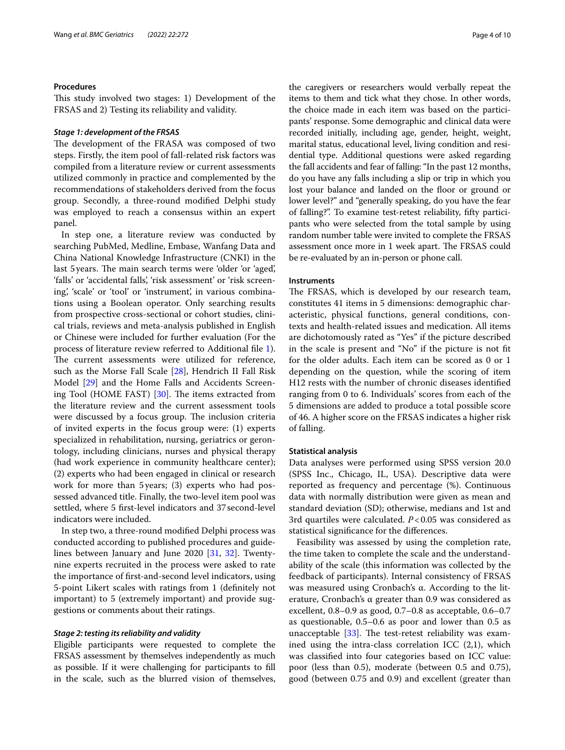### Procedures

This study involved two stages: 1) Development of the FRSAS and 2) Testing its reliability and validity.

#### *Stage 1: development of the FRSAS*

The development of the FRASA was composed of two steps. Firstly, the item pool of fall-related risk factors was compiled from a literature review or current assessments utilized commonly in practice and complemented by the recommendations of stakeholders derived from the focus group. Secondly, a three-round modified Delphi study was employed to reach a consensus within an expert panel.

In step one, a literature review was conducted by searching PubMed, Medline, Embase, Wanfang Data and China National Knowledge Infrastructure (CNKI) in the last 5 years. The main search terms were 'older 'or 'aged', 'falls' or 'accidental falls', 'risk assessment' or 'risk screening', 'scale' or 'tool' or 'instrument', in various combinations using a Boolean operator. Only searching results from prospective cross-sectional or cohort studies, clinical trials, reviews and meta-analysis published in English or Chinese were included for further evaluation (For the process of literature review referred to Additional file 1). The current assessments were utilized for reference, such as the Morse Fall Scale [28], Hendrich II Fall Risk Model [29] and the Home Falls and Accidents Screening Tool (HOME FAST) [30]. The items extracted from the literature review and the current assessment tools were discussed by a focus group. The inclusion criteria of invited experts in the focus group were: (1) experts specialized in rehabilitation, nursing, geriatrics or gerontology, including clinicians, nurses and physical therapy (had work experience in community healthcare center); (2) experts who had been engaged in clinical or research work for more than 5 years; (3) experts who had possessed advanced title. Finally, the two-level item pool was settled, where 5 first-level indicators and 37 second-level indicators were included.

In step two, a three-round modified Delphi process was conducted according to published procedures and guidelines between January and June 2020 [31, 32]. Twenty-nine experts recruited in the process were asked to rate the importance of first-and-second level indicators, using 5-point Likert scales with ratings from 1 (definitely not important) to 5 (extremely important) and provide suggestions or comments about their ratings.

#### *Stage 2: testing its reliability and validity*

Eligible participants were requested to complete the FRSAS assessment by themselves independently as much as possible. If it were challenging for participants to fill in the scale, such as the blurred vision of themselves, the caregivers or researchers would verbally repeat the items to them and tick what they chose. In other words, the choice made in each item was based on the participants' response. Some demographic and clinical data were recorded initially, including age, gender, height, weight, marital status, educational level, living condition and residential type. Additional questions were asked regarding the fall accidents and fear of falling: "In the past 12 months, do you have any falls including a slip or trip in which you lost your balance and landed on the floor or ground or lower level?" and "generally speaking, do you have the fear of falling?". To examine test-retest reliability, fifty participants who were selected from the total sample by using random number table were invited to complete the FRSAS assessment once more in 1 week apart. The FRSAS could be re-evaluated by an in-person or phone call.

### Instruments

The FRSAS, which is developed by our research team, constitutes 41 items in 5 dimensions: demographic characteristic, physical functions, general conditions, contexts and health-related issues and medication. All items are dichotomously rated as "Yes" if the picture described in the scale is present and "No" if the picture is not fit for the older adults. Each item can be scored as 0 or 1 depending on the question, while the scoring of item H12 rests with the number of chronic diseases identified ranging from 0 to 6. Individuals' scores from each of the 5 dimensions are added to produce a total possible score of 46. A higher score on the FRSAS indicates a higher risk of falling.

### Statistical analysis

Data analyses were performed using SPSS version 20.0 (SPSS Inc., Chicago, IL, USA). Descriptive data were reported as frequency and percentage (%). Continuous data with normally distribution were given as mean and standard deviation (SD); otherwise, medians and 1st and 3rd quartiles were calculated. $P < 0.05$ was considered as statistical significance for the differences.

Feasibility was assessed by using the completion rate, the time taken to complete the scale and the understandability of the scale (this information was collected by the feedback of participants). Internal consistency of FRSAS was measured using Cronbach's α. According to the literature, Cronbach's α greater than 0.9 was considered as excellent, 0.8–0.9 as good, 0.7–0.8 as acceptable, 0.6–0.7 as questionable, 0.5–0.6 as poor and lower than 0.5 as unacceptable [33]. The test-retest reliability was examined using the intra-class correlation ICC (2,1), which was classified into four categories based on ICC value: poor (less than 0.5), moderate (between 0.5 and 0.75), good (between 0.75 and 0.9) and excellent (greater than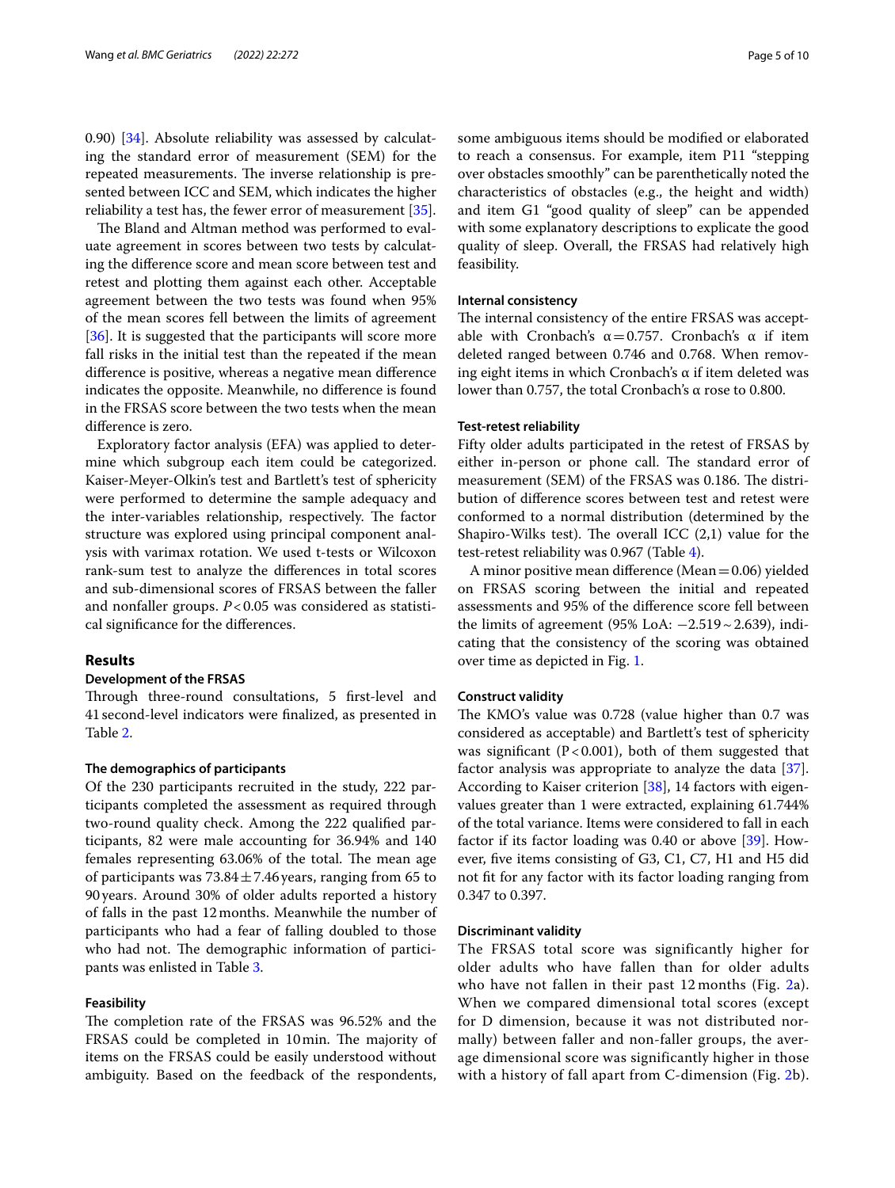0.90) [34]. Absolute reliability was assessed by calculating the standard error of measurement (SEM) for the repeated measurements. The inverse relationship is presented between ICC and SEM, which indicates the higher reliability a test has, the fewer error of measurement [35].

The Bland and Altman method was performed to evaluate agreement in scores between two tests by calculating the difference score and mean score between test and retest and plotting them against each other. Acceptable agreement between the two tests was found when 95% of the mean scores fell between the limits of agreement [36]. It is suggested that the participants will score more fall risks in the initial test than the repeated if the mean difference is positive, whereas a negative mean difference indicates the opposite. Meanwhile, no difference is found in the FRSAS score between the two tests when the mean difference is zero.

Exploratory factor analysis (EFA) was applied to determine which subgroup each item could be categorized. Kaiser-Meyer-Olkin's test and Bartlett's test of sphericity were performed to determine the sample adequacy and the inter-variables relationship, respectively. The factor structure was explored using principal component analysis with varimax rotation. We used t-tests or Wilcoxon rank-sum test to analyze the differences in total scores and sub-dimensional scores of FRSAS between the faller and nonfaller groups. $P<0.05$ was considered as statistical significance for the differences.

## Results

### Development of the FRSAS

Through three-round consultations, 5 first-level and 41 second-level indicators were finalized, as presented in Table 2.

### The demographics of participants

Of the 230 participants recruited in the study, 222 participants completed the assessment as required through two-round quality check. Among the 222 qualified participants, 82 were male accounting for 36.94% and 140 females representing 63.06% of the total. The mean age of participants was $73.84 \pm 7.46$ years, ranging from 65 to 90 years. Around 30% of older adults reported a history of falls in the past 12 months. Meanwhile the number of participants who had a fear of falling doubled to those who had not. The demographic information of participants was enlisted in Table 3.

### Feasibility

The completion rate of the FRSAS was 96.52% and the FRSAS could be completed in 10 min. The majority of items on the FRSAS could be easily understood without ambiguity. Based on the feedback of the respondents, some ambiguous items should be modified or elaborated to reach a consensus. For example, item P11 "stepping over obstacles smoothly" can be parenthetically noted the characteristics of obstacles (e.g., the height and width) and item G1 "good quality of sleep" can be appended with some explanatory descriptions to explicate the good quality of sleep. Overall, the FRSAS had relatively high feasibility.

### Internal consistency

The internal consistency of the entire FRSAS was acceptable with Cronbach's $\alpha = 0.757$. Cronbach's α if item deleted ranged between 0.746 and 0.768. When removing eight items in which Cronbach's α if item deleted was lower than 0.757, the total Cronbach's α rose to 0.800.

### Test-retest reliability

Fifty older adults participated in the retest of FRSAS by either in-person or phone call. The standard error of measurement (SEM) of the FRSAS was 0.186. The distribution of difference scores between test and retest were conformed to a normal distribution (determined by the Shapiro-Wilks test). The overall ICC (2,1) value for the test-retest reliability was 0.967 (Table 4).

A minor positive mean difference (Mean = 0.06) yielded on FRSAS scoring between the initial and repeated assessments and 95% of the difference score fell between the limits of agreement (95% LoA: $-2.519 \sim 2.639$), indicating that the consistency of the scoring was obtained over time as depicted in Fig. 1.

### Construct validity

The KMO's value was 0.728 (value higher than 0.7 was considered as acceptable) and Bartlett's test of sphericity was significant ($P<0.001$), both of them suggested that factor analysis was appropriate to analyze the data [37]. According to Kaiser criterion [38], 14 factors with eigenvalues greater than 1 were extracted, explaining 61.744% of the total variance. Items were considered to fall in each factor if its factor loading was 0.40 or above [39]. However, five items consisting of G3, C1, C7, H1 and H5 did not fit for any factor with its factor loading ranging from 0.347 to 0.397.

### Discriminant validity

The FRSAS total score was significantly higher for older adults who have fallen than for older adults who have not fallen in their past 12 months (Fig. 2a). When we compared dimensional total scores (except for D dimension, because it was not distributed normally) between faller and non-faller groups, the average dimensional score was significantly higher in those with a history of fall apart from C-dimension (Fig. 2b).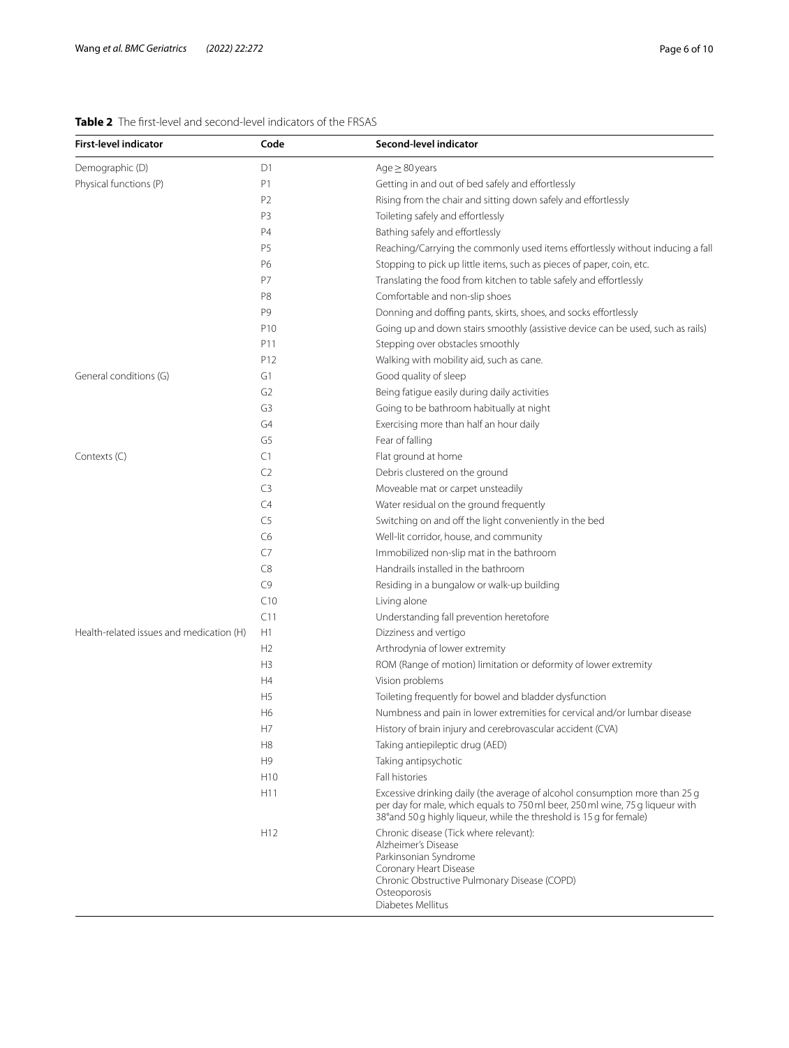**Table 2** The first-level and second-level indicators of the FRSAS

| First-level indicator | Code | Second-level indicator |
|---|---|---|
| Demographic (D) | D1 | Age ≥ 80 years |
| Physical functions (P) | P1 | Getting in and out of bed safely and effortlessly |
| | P2 | Rising from the chair and sitting down safely and effortlessly |
| | P3 | Toileting safely and effortlessly |
| | P4 | Bathing safely and effortlessly |
| | P5 | Reaching/Carrying the commonly used items effortlessly without inducing a fall |
| | P6 | Stopping to pick up little items, such as pieces of paper, coin, etc. |
| | P7 | Translating the food from kitchen to table safely and effortlessly |
| | P8 | Comfortable and non-slip shoes |
| | P9 | Donning and doffing pants, skirts, shoes, and socks effortlessly |
| | P10 | Going up and down stairs smoothly (assistive device can be used, such as rails) |
| | P11 | Stepping over obstacles smoothly |
| | P12 | Walking with mobility aid, such as cane. |
| General conditions (G) | G1 | Good quality of sleep |
| | G2 | Being fatigue easily during daily activities |
| | G3 | Going to be bathroom habitually at night |
| | G4 | Exercising more than half an hour daily |
| | G5 | Fear of falling |
| Contexts (C) | C1 | Flat ground at home |
| | C2 | Debris clustered on the ground |
| | C3 | Moveable mat or carpet unsteadily |
| | C4 | Water residual on the ground frequently |
| | C5 | Switching on and off the light conveniently in the bed |
| | C6 | Well-lit corridor, house, and community |
| | C7 | Immobilized non-slip mat in the bathroom |
| | C8 | Handrails installed in the bathroom |
| | C9 | Residing in a bungalow or walk-up building |
| | C10 | Living alone |
| | C11 | Understanding fall prevention heretofore |
| Health-related issues and medication (H) | H1 | Dizziness and vertigo |
| | H2 | Arthrodynia of lower extremity |
| | H3 | ROM (Range of motion) limitation or deformity of lower extremity |
| | H4 | Vision problems |
| | H5 | Toileting frequently for bowel and bladder dysfunction |
| | H6 | Numbness and pain in lower extremities for cervical and/or lumbar disease |
| | H7 | History of brain injury and cerebrovascular accident (CVA) |
| | H8 | Taking antiepileptic drug (AED) |
| | H9 | Taking antipsychotic |
| | H10 | Fall histories |
| | H11 | Excessive drinking daily (the average of alcohol consumption more than 25 g per day for male, which equals to 750 ml beer, 250 ml wine, 75 g liqueur with 38°and 50 g highly liqueur, while the threshold is 15 g for female) |
| | H12 | Chronic disease (Tick where relevant): Alzheimer's Disease Parkinsonian Syndrome Coronary Heart Disease Chronic Obstructive Pulmonary Disease (COPD) Osteoporosis Diabetes Mellitus |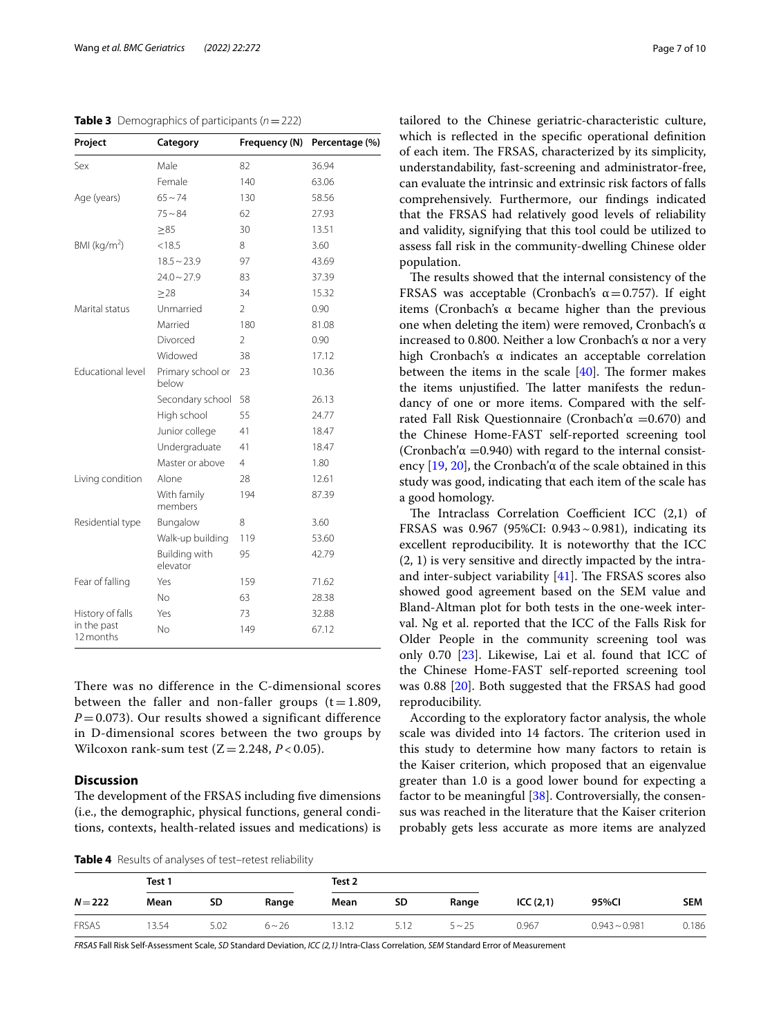**Table 3** Demographics of participants ($n = 222$)

| Project | Category | Frequency (N) | Percentage (%) |
|---|---|---|---|
| Sex | Male | 82 | 36.94 |
| | Female | 140 | 63.06 |
| Age (years) | 65 ~ 74 | 130 | 58.56 |
| | 75 ~ 84 | 62 | 27.93 |
| | ≥85 | 30 | 13.51 |
| BMI (kg/m$^2$) | <18.5 | 8 | 3.60 |
| | 18.5 ~ 23.9 | 97 | 43.69 |
| | 24.0 ~ 27.9 | 83 | 37.39 |
| | ≥28 | 34 | 15.32 |
| Marital status | Unmarried | 2 | 0.90 |
| | Married | 180 | 81.08 |
| | Divorced | 2 | 0.90 |
| | Widowed | 38 | 17.12 |
| Educational level | Primary school or below | 23 | 10.36 |
| | Secondary school | 58 | 26.13 |
| | High school | 55 | 24.77 |
| | Junior college | 41 | 18.47 |
| | Undergraduate | 41 | 18.47 |
| | Master or above | 4 | 1.80 |
| Living condition | Alone | 28 | 12.61 |
| | With family members | 194 | 87.39 |
| Residential type | Bungalow | 8 | 3.60 |
| | Walk-up building | 119 | 53.60 |
| | Building with elevator | 95 | 42.79 |
| Fear of falling | Yes | 159 | 71.62 |
| | No | 63 | 28.38 |
| History of falls in the past 12 months | Yes | 73 | 32.88 |
| | No | 149 | 67.12 |

There was no difference in the C-dimensional scores between the faller and non-faller groups ($t = 1.809$, $P = 0.073$). Our results showed a significant difference in D-dimensional scores between the two groups by Wilcoxon rank-sum test ($Z = 2.248$, $P < 0.05$).

## Discussion

The development of the FRSAS including five dimensions (i.e., the demographic, physical functions, general conditions, contexts, health-related issues and medications) is tailored to the Chinese geriatric-characteristic culture, which is reflected in the specific operational definition of each item. The FRSAS, characterized by its simplicity, understandability, fast-screening and administrator-free, can evaluate the intrinsic and extrinsic risk factors of falls comprehensively. Furthermore, our findings indicated that the FRSAS had relatively good levels of reliability and validity, signifying that this tool could be utilized to assess fall risk in the community-dwelling Chinese older population.

The results showed that the internal consistency of the FRSAS was acceptable (Cronbach's $\alpha = 0.757$). If eight items (Cronbach's α became higher than the previous one when deleting the item) were removed, Cronbach's α increased to 0.800. Neither a low Cronbach's α nor a very high Cronbach's α indicates an acceptable correlation between the items in the scale [40]. The former makes the items unjustified. The latter manifests the redundancy of one or more items. Compared with the self-rated Fall Risk Questionnaire (Cronbach'$\alpha$ =0.670) and the Chinese Home-FAST self-reported screening tool (Cronbach'$\alpha$ =0.940) with regard to the internal consistency [19, 20], the Cronbach'α of the scale obtained in this study was good, indicating that each item of the scale has a good homology.

The Intraclass Correlation Coefficient ICC (2,1) of FRSAS was 0.967 (95%CI: 0.943 ~ 0.981), indicating its excellent reproducibility. It is noteworthy that the ICC (2, 1) is very sensitive and directly impacted by the intra- and inter-subject variability [41]. The FRSAS scores also showed good agreement based on the SEM value and Bland-Altman plot for both tests in the one-week interval. Ng et al. reported that the ICC of the Falls Risk for Older People in the community screening tool was only 0.70 [23]. Likewise, Lai et al. found that ICC of the Chinese Home-FAST self-reported screening tool was 0.88 [20]. Both suggested that the FRSAS had good reproducibility.

According to the exploratory factor analysis, the whole scale was divided into 14 factors. The criterion used in this study to determine how many factors to retain is the Kaiser criterion, which proposed that an eigenvalue greater than 1.0 is a good lower bound for expecting a factor to be meaningful [38]. Controversially, the consensus was reached in the literature that the Kaiser criterion probably gets less accurate as more items are analyzed

**Table 4** Results of analyses of test–retest reliability

| | Test 1 | | | Test 2 | | | | | |
|---|---|---|---|---|---|---|---|---|---|
| $N = 222$ | Mean | SD | Range | Mean | SD | Range | ICC (2,1) | 95%CI | SEM |
| FRSAS | 13.54 | 5.02 | 6 ~ 26 | 13.12 | 5.12 | 5 ~ 25 | 0.967 | 0.943 ~ 0.981 | 0.186 |

*FRSAS* Fall Risk Self-Assessment Scale, *SD* Standard Deviation, *ICC (2,1)* Intra-Class Correlation, *SEM* Standard Error of Measurement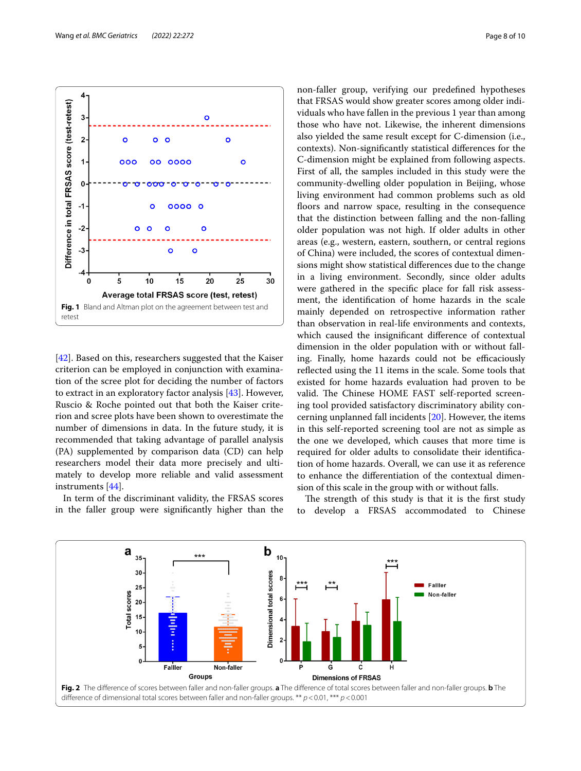Fig. 1 Bland and Altman plot on the agreement between test and retest

[42]. Based on this, researchers suggested that the Kaiser criterion can be employed in conjunction with examination of the scree plot for deciding the number of factors to extract in an exploratory factor analysis [43]. However, Ruscio & Roche pointed out that both the Kaiser criterion and scree plots have been shown to overestimate the number of dimensions in data. In the future study, it is recommended that taking advantage of parallel analysis (PA) supplemented by comparison data (CD) can help researchers model their data more precisely and ultimately to develop more reliable and valid assessment instruments [44].

In term of the discriminant validity, the FRSAS scores in the faller group were significantly higher than the non-faller group, verifying our predefined hypotheses that FRSAS would show greater scores among older individuals who have fallen in the previous 1 year than among those who have not. Likewise, the inherent dimensions also yielded the same result except for C-dimension (i.e., contexts). Non-significantly statistical differences for the C-dimension might be explained from following aspects. First of all, the samples included in this study were the community-dwelling older population in Beijing, whose living environment had common problems such as old floors and narrow space, resulting in the consequence that the distinction between falling and the non-falling older population was not high. If older adults in other areas (e.g., western, eastern, southern, or central regions of China) were included, the scores of contextual dimensions might show statistical differences due to the change in a living environment. Secondly, since older adults were gathered in the specific place for fall risk assessment, the identification of home hazards in the scale mainly depended on retrospective information rather than observation in real-life environments and contexts, which caused the insignificant difference of contextual dimension in the older population with or without falling. Finally, home hazards could not be efficaciously reflected using the 11 items in the scale. Some tools that existed for home hazards evaluation had proven to be valid. The Chinese HOME FAST self-reported screening tool provided satisfactory discriminatory ability concerning unplanned fall incidents [20]. However, the items in this self-reported screening tool are not as simple as the one we developed, which causes that more time is required for older adults to consolidate their identification of home hazards. Overall, we can use it as reference to enhance the differentiation of the contextual dimension of this scale in the group with or without falls.

The strength of this study is that it is the first study to develop a FRSAS accommodated to Chinese

Fig. 2 The difference of scores between faller and non-faller groups. **a** The difference of total scores between faller and non-faller groups. **b** The difference of dimensional total scores between faller and non-faller groups. ** $p < 0.01$, *** $p < 0.001$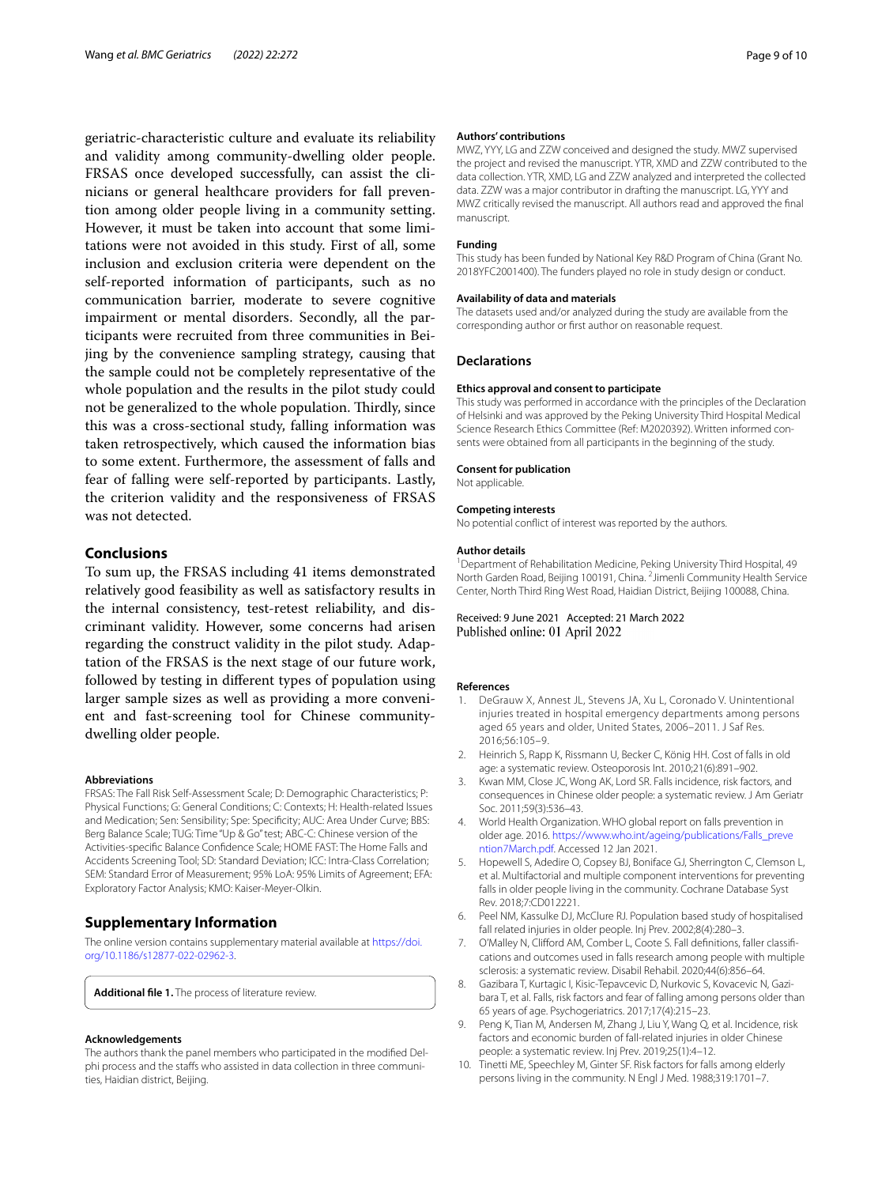geriatric-characteristic culture and evaluate its reliability and validity among community-dwelling older people. FRSAS once developed successfully, can assist the clinicians or general healthcare providers for fall prevention among older people living in a community setting. However, it must be taken into account that some limitations were not avoided in this study. First of all, some inclusion and exclusion criteria were dependent on the self-reported information of participants, such as no communication barrier, moderate to severe cognitive impairment or mental disorders. Secondly, all the participants were recruited from three communities in Beijing by the convenience sampling strategy, causing that the sample could not be completely representative of the whole population and the results in the pilot study could not be generalized to the whole population. Thirdly, since this was a cross-sectional study, falling information was taken retrospectively, which caused the information bias to some extent. Furthermore, the assessment of falls and fear of falling were self-reported by participants. Lastly, the criterion validity and the responsiveness of FRSAS was not detected.

## Conclusions

To sum up, the FRSAS including 41 items demonstrated relatively good feasibility as well as satisfactory results in the internal consistency, test-retest reliability, and discriminant validity. However, some concerns had arisen regarding the construct validity in the pilot study. Adaptation of the FRSAS is the next stage of our future work, followed by testing in different types of population using larger sample sizes as well as providing a more convenient and fast-screening tool for Chinese community-dwelling older people.

#### Abbreviations

FRSAS: The Fall Risk Self-Assessment Scale; D: Demographic Characteristics; P: Physical Functions; G: General Conditions; C: Contexts; H: Health-related Issues and Medication; Sen: Sensibility; Spe: Specificity; AUC: Area Under Curve; BBS: Berg Balance Scale; TUG: Time "Up & Go" test; ABC-C: Chinese version of the Activities-specific Balance Confidence Scale; HOME FAST: The Home Falls and Accidents Screening Tool; SD: Standard Deviation; ICC: Intra-Class Correlation; SEM: Standard Error of Measurement; 95% LoA: 95% Limits of Agreement; EFA: Exploratory Factor Analysis; KMO: Kaiser-Meyer-Olkin.

## Supplementary Information

The online version contains supplementary material available at https://doi.org/10.1186/s12877-022-02962-3.

**Additional file 1.** The process of literature review.

#### Acknowledgements

The authors thank the panel members who participated in the modified Delphi process and the staffs who assisted in data collection in three communities, Haidian district, Beijing.

#### Authors' contributions

MWZ, YYY, LG and ZZW conceived and designed the study. MWZ supervised the project and revised the manuscript. YTR, XMD and ZZW contributed to the data collection. YTR, XMD, LG and ZZW analyzed and interpreted the collected data. ZZW was a major contributor in drafting the manuscript. LG, YYY and MWZ critically revised the manuscript. All authors read and approved the final manuscript.

#### Funding

This study has been funded by National Key R&D Program of China (Grant No. 2018YFC2001400). The funders played no role in study design or conduct.

#### Availability of data and materials

The datasets used and/or analyzed during the study are available from the corresponding author or first author on reasonable request.

## Declarations

#### Ethics approval and consent to participate

This study was performed in accordance with the principles of the Declaration of Helsinki and was approved by the Peking University Third Hospital Medical Science Research Ethics Committee (Ref: M2020392). Written informed consents were obtained from all participants in the beginning of the study.

#### Consent for publication

Not applicable.

#### Competing interests

No potential conflict of interest was reported by the authors.

#### Author details

[1] Department of Rehabilitation Medicine, Peking University Third Hospital, 49 North Garden Road, Beijing 100191, China. [2] Jimenli Community Health Service Center, North Third Ring West Road, Haidian District, Beijing 100088, China.

Received: 9 June 2021 Accepted: 21 March 2022
Published online: 01 April 2022

#### References

1. DeGrauw X, Annest JL, Stevens JA, Xu L, Coronado V. Unintentional injuries treated in hospital emergency departments among persons aged 65 years and older, United States, 2006–2011. J Saf Res. 2016;56:105–9.
2. Heinrich S, Rapp K, Rissmann U, Becker C, König HH. Cost of falls in old age: a systematic review. Osteoporosis Int. 2010;21(6):891–902.
3. Kwan MM, Close JC, Wong AK, Lord SR. Falls incidence, risk factors, and consequences in Chinese older people: a systematic review. J Am Geriatr Soc. 2011;59(3):536–43.
4. World Health Organization. WHO global report on falls prevention in older age. 2016. https://www.who.int/ageing/projects/Falls_prevention7March.pdf. Accessed 12 Jan 2021.
5. Hopewell S, Adedire O, Copsey BJ, Boniface GJ, Sherrington C, Clemson L, et al. Multifactorial and multiple component interventions for preventing falls in older people living in the community. Cochrane Database Syst Rev. 2018;7:CD012221.
6. Peel NM, Kassulke DJ, McClure RJ. Population based study of hospitalised fall related injuries in older people. Inj Prev. 2002;8(4):280–3.
7. O'Malley N, Clifford AM, Comber L, Coote S. Fall definitions, faller classifications and outcomes used in falls research among people with multiple sclerosis: a systematic review. Disabil Rehabil. 2020;44(6):856–64.
8. Gazibara T, Kurtagic I, Kisic-Tepavcevic D, Nurkovic S, Kovacevic N, Gazibara T, et al. Falls, risk factors and fear of falling among persons older than 65 years of age. Psychogeriatrics. 2017;17(4):215–23.
9. Peng K, Tian M, Andersen M, Zhang J, Liu Y, Wang Q, et al. Incidence, risk factors and economic burden of fall-related injuries in older Chinese people: a systematic review. Inj Prev. 2019;25(1):4–12.
10. Tinetti ME, Speechley M, Ginter SF. Risk factors for falls among elderly persons living in the community. N Engl J Med. 1988;319:1701–7.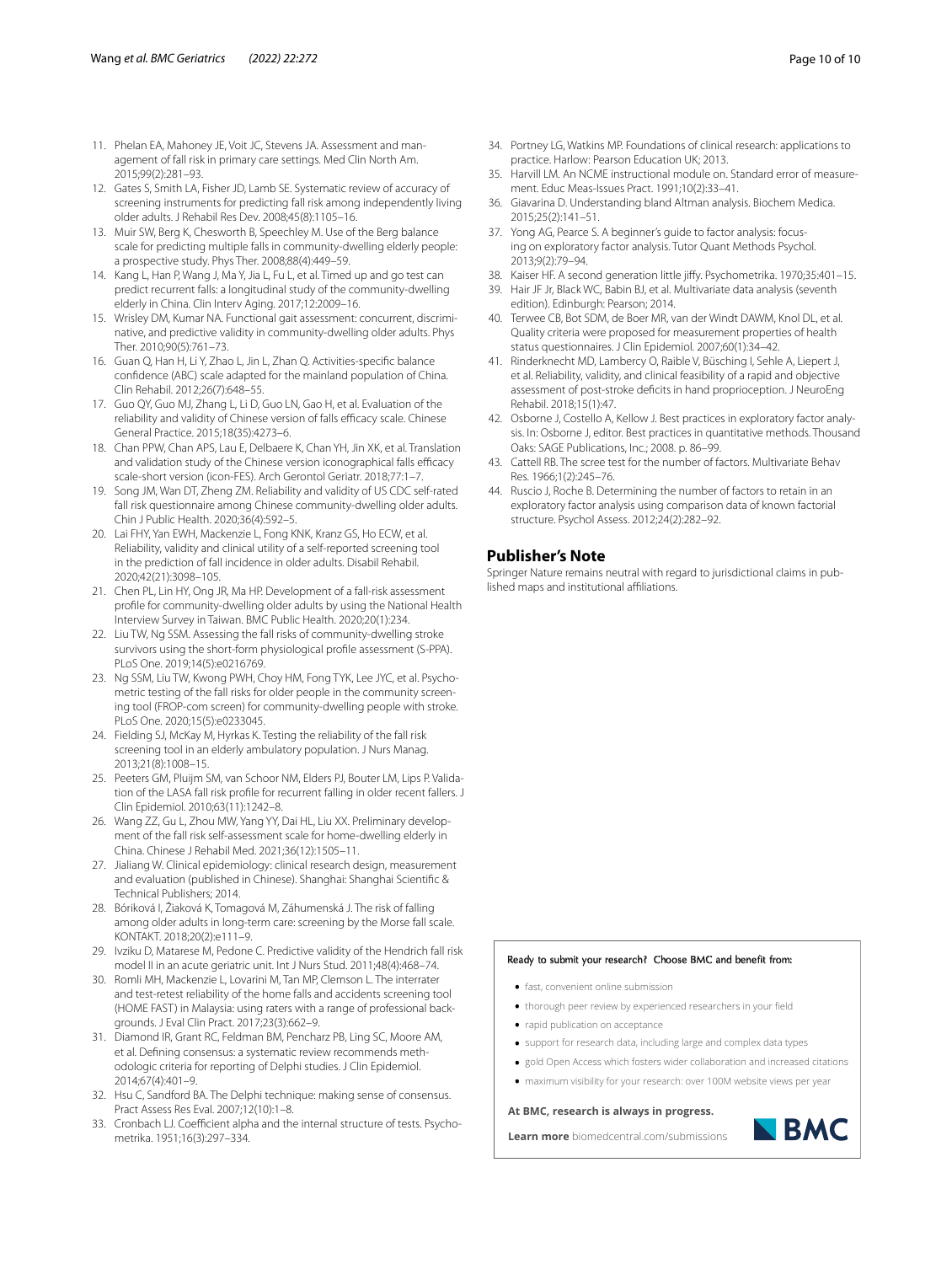11. Phelan EA, Mahoney JE, Voit JC, Stevens JA. Assessment and management of fall risk in primary care settings. Med Clin North Am. 2015;99(2):281–93.
12. Gates S, Smith LA, Fisher JD, Lamb SE. Systematic review of accuracy of screening instruments for predicting fall risk among independently living older adults. J Rehabil Res Dev. 2008;45(8):1105–16.
13. Muir SW, Berg K, Chesworth B, Speechley M. Use of the Berg balance scale for predicting multiple falls in community-dwelling elderly people: a prospective study. Phys Ther. 2008;88(4):449–59.
14. Kang L, Han P, Wang J, Ma Y, Jia L, Fu L, et al. Timed up and go test can predict recurrent falls: a longitudinal study of the community-dwelling elderly in China. Clin Interv Aging. 2017;12:2009–16.
15. Wrisley DM, Kumar NA. Functional gait assessment: concurrent, discriminative, and predictive validity in community-dwelling older adults. Phys Ther. 2010;90(5):761–73.
16. Guan Q, Han H, Li Y, Zhao L, Jin L, Zhan Q. Activities-specific balance confidence (ABC) scale adapted for the mainland population of China. Clin Rehabil. 2012;26(7):648–55.
17. Guo QY, Guo MJ, Zhang L, Li D, Guo LN, Gao H, et al. Evaluation of the reliability and validity of Chinese version of falls efficacy scale. Chinese General Practice. 2015;18(35):4273–6.
18. Chan PPW, Chan APS, Lau E, Delbaere K, Chan YH, Jin XK, et al. Translation and validation study of the Chinese version iconographical falls efficacy scale-short version (icon-FES). Arch Gerontol Geriatr. 2018;77:1–7.
19. Song JM, Wan DT, Zheng ZM. Reliability and validity of US CDC self-rated fall risk questionnaire among Chinese community-dwelling older adults. Chin J Public Health. 2020;36(4):592–5.
20. Lai FHY, Yan EWH, Mackenzie L, Fong KNK, Kranz GS, Ho ECW, et al. Reliability, validity and clinical utility of a self-reported screening tool in the prediction of fall incidence in older adults. Disabil Rehabil. 2020;42(21):3098–105.
21. Chen PL, Lin HY, Ong JR, Ma HP. Development of a fall-risk assessment profile for community-dwelling older adults by using the National Health Interview Survey in Taiwan. BMC Public Health. 2020;20(1):234.
22. Liu TW, Ng SSM. Assessing the fall risks of community-dwelling stroke survivors using the short-form physiological profile assessment (S-PPA). PLoS One. 2019;14(5):e0216769.
23. Ng SSM, Liu TW, Kwong PWH, Choy HM, Fong TYK, Lee JYC, et al. Psychometric testing of the fall risks for older people in the community screening tool (FROP-com screen) for community-dwelling people with stroke. PLoS One. 2020;15(5):e0233045.
24. Fielding SJ, McKay M, Hyrkas K. Testing the reliability of the fall risk screening tool in an elderly ambulatory population. J Nurs Manag. 2013;21(8):1008–15.
25. Peeters GM, Pluijm SM, van Schoor NM, Elders PJ, Bouter LM, Lips P. Validation of the LASA fall risk profile for recurrent falling in older recent fallers. J Clin Epidemiol. 2010;63(11):1242–8.
26. Wang ZZ, Gu L, Zhou MW, Yang YY, Dai HL, Liu XX. Preliminary development of the fall risk self-assessment scale for home-dwelling elderly in China. Chinese J Rehabil Med. 2021;36(12):1505–11.
27. Jialiang W. Clinical epidemiology: clinical research design, measurement and evaluation (published in Chinese). Shanghai: Shanghai Scientific & Technical Publishers; 2014.
28. Bóriková I, Žiaková K, Tomagová M, Záhumenská J. The risk of falling among older adults in long-term care: screening by the Morse fall scale. KONTAKT. 2018;20(2):e111–9.
29. Ivziku D, Matarese M, Pedone C. Predictive validity of the Hendrich fall risk model II in an acute geriatric unit. Int J Nurs Stud. 2011;48(4):468–74.
30. Romli MH, Mackenzie L, Lovarini M, Tan MP, Clemson L. The interrater and test-retest reliability of the home falls and accidents screening tool (HOME FAST) in Malaysia: using raters with a range of professional backgrounds. J Eval Clin Pract. 2017;23(3):662–9.
31. Diamond IR, Grant RC, Feldman BM, Pencharz PB, Ling SC, Moore AM, et al. Defining consensus: a systematic review recommends methodologic criteria for reporting of Delphi studies. J Clin Epidemiol. 2014;67(4):401–9.
32. Hsu C, Sandford BA. The Delphi technique: making sense of consensus. Pract Assess Res Eval. 2007;12(10):1–8.
33. Cronbach LJ. Coefficient alpha and the internal structure of tests. Psychometrika. 1951;16(3):297–334.
34. Portney LG, Watkins MP. Foundations of clinical research: applications to practice. Harlow: Pearson Education UK; 2013.
35. Harvill LM. An NCME instructional module on. Standard error of measurement. Educ Meas-Issues Pract. 1991;10(2):33–41.
36. Giavarina D. Understanding bland Altman analysis. Biochem Medica. 2015;25(2):141–51.
37. Yong AG, Pearce S. A beginner's guide to factor analysis: focusing on exploratory factor analysis. Tutor Quant Methods Psychol. 2013;9(2):79–94.
38. Kaiser HF. A second generation little jiffy. Psychometrika. 1970;35:401–15.
39. Hair JF Jr, Black WC, Babin BJ, et al. Multivariate data analysis (seventh edition). Edinburgh: Pearson; 2014.
40. Terwee CB, Bot SDM, de Boer MR, van der Windt DAWM, Knol DL, et al. Quality criteria were proposed for measurement properties of health status questionnaires. J Clin Epidemiol. 2007;60(1):34–42.
41. Rinderknecht MD, Lambercy O, Raible V, Büsching I, Sehle A, Liepert J, et al. Reliability, validity, and clinical feasibility of a rapid and objective assessment of post-stroke deficits in hand proprioception. J NeuroEng Rehabil. 2018;15(1):47.
42. Osborne J, Costello A, Kellow J. Best practices in exploratory factor analysis. In: Osborne J, editor. Best practices in quantitative methods. Thousand Oaks: SAGE Publications, Inc.; 2008. p. 86–99.
43. Cattell RB. The scree test for the number of factors. Multivariate Behav Res. 1966;1(2):245–76.
44. Ruscio J, Roche B. Determining the number of factors to retain in an exploratory factor analysis using comparison data of known factorial structure. Psychol Assess. 2012;24(2):282–92.

## Publisher's Note

Springer Nature remains neutral with regard to jurisdictional claims in published maps and institutional affiliations.

Ready to submit your research? Choose BMC and benefit from:

- fast, convenient online submission
- thorough peer review by experienced researchers in your field
- rapid publication on acceptance
- support for research data, including large and complex data types
- gold Open Access which fosters wider collaboration and increased citations
- maximum visibility for your research: over 100M website views per year

**At BMC, research is always in progress.**

**Learn more** biomedcentral.com/submissions